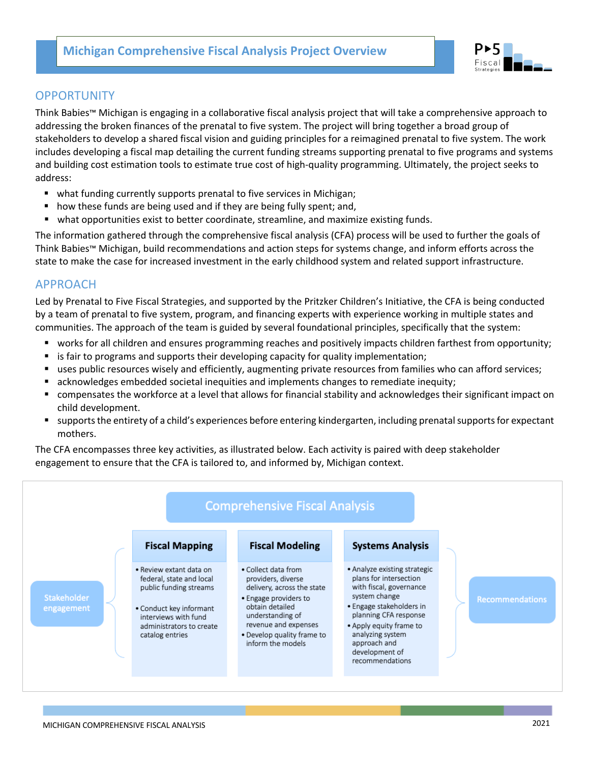# Michigan Comprehensive Fiscal Analysis Project Overview

## OPPORTUNITY

Think Babies™ Michigan is engaging in a collaborative fiscal analysis project that will take a comprehensive approach to addressing the broken finances of the prenatal to five system. The project will bring together a broad group of stakeholders to develop a shared fiscal vision and guiding principles for a reimagined prenatal to five system. The work includes developing a fiscal map detailing the current funding streams supporting prenatal to five programs and systems and building cost estimation tools to estimate true cost of high-quality programming. Ultimately, the project seeks to address:

- what funding currently supports prenatal to five services in Michigan;
- how these funds are being used and if they are being fully spent; and,
- what opportunities exist to better coordinate, streamline, and maximize existing funds.

The information gathered through the comprehensive fiscal analysis (CFA) process will be used to further the goals of Think Babies™ Michigan, build recommendations and action steps for systems change, and inform efforts across the state to make the case for increased investment in the early childhood system and related support infrastructure.

## APPROACH

Led by Prenatal to Five Fiscal Strategies, and supported by the Pritzker Children's Initiative, the CFA is being conducted by a team of prenatal to five system, program, and financing experts with experience working in multiple states and communities. The approach of the team is guided by several foundational principles, specifically that the system:

- works for all children and ensures programming reaches and positively impacts children farthest from opportunity;
- is fair to programs and supports their developing capacity for quality implementation;
- uses public resources wisely and efficiently, augmenting private resources from families who can afford services;
- acknowledges embedded societal inequities and implements changes to remediate inequity;
- compensates the workforce at a level that allows for financial stability and acknowledges their significant impact on child development.
- supports the entirety of a child's experiences before entering kindergarten, including prenatal supports for expectant mothers.

The CFA encompasses three key activities, as illustrated below. Each activity is paired with deep stakeholder engagement to ensure that the CFA is tailored to, and informed by, Michigan context.

**Comprehensive Fiscal Analysis**

Stakeholder engagement → 

| Fiscal Mapping | Fiscal Modeling | Systems Analysis |
|---|---|---|
| • Review extant data on federal, state and local public funding streams<br>• Conduct key informant interviews with fund administrators to create catalog entries | • Collect data from providers, diverse delivery, across the state<br>• Engage providers to obtain detailed understanding of revenue and expenses<br>• Develop quality frame to inform the models | • Analyze existing strategic plans for intersection with fiscal, governance system change<br>• Engage stakeholders in planning CFA response<br>• Apply equity frame to analyzing system approach and development of recommendations |

→ Recommendations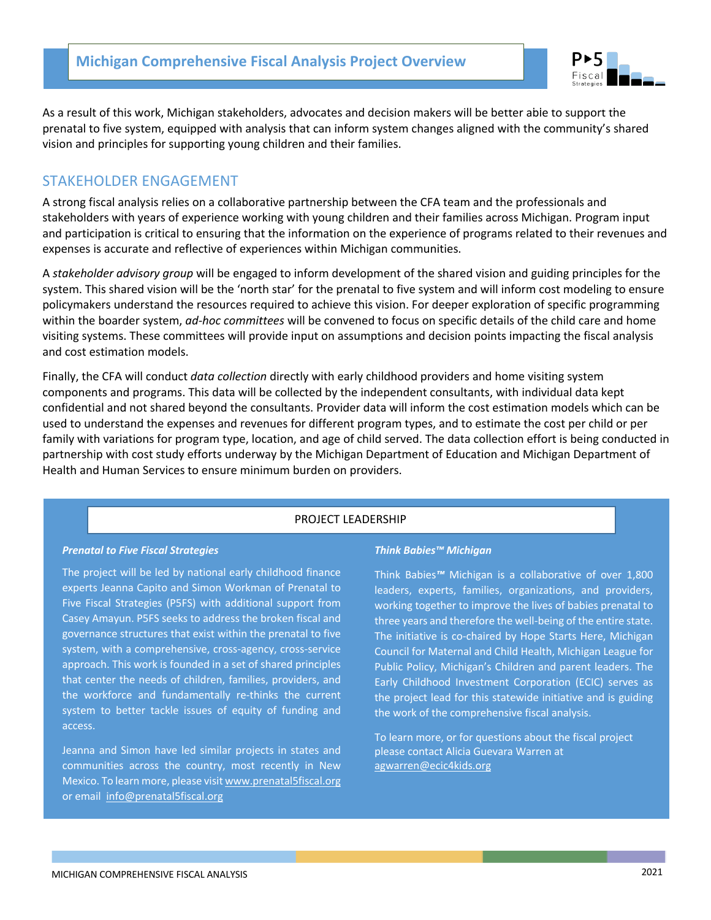As a result of this work, Michigan stakeholders, advocates and decision makers will be better abie to support the prenatal to five system, equipped with analysis that can inform system changes aligned with the community's shared vision and principles for supporting young children and their families.

## STAKEHOLDER ENGAGEMENT

A strong fiscal analysis relies on a collaborative partnership between the CFA team and the professionals and stakeholders with years of experience working with young children and their families across Michigan. Program input and participation is critical to ensuring that the information on the experience of programs related to their revenues and expenses is accurate and reflective of experiences within Michigan communities.

A *stakeholder advisory group* will be engaged to inform development of the shared vision and guiding principles for the system. This shared vision will be the 'north star' for the prenatal to five system and will inform cost modeling to ensure policymakers understand the resources required to achieve this vision. For deeper exploration of specific programming within the boarder system, *ad-hoc committees* will be convened to focus on specific details of the child care and home visiting systems. These committees will provide input on assumptions and decision points impacting the fiscal analysis and cost estimation models.

Finally, the CFA will conduct *data collection* directly with early childhood providers and home visiting system components and programs. This data will be collected by the independent consultants, with individual data kept confidential and not shared beyond the consultants. Provider data will inform the cost estimation models which can be used to understand the expenses and revenues for different program types, and to estimate the cost per child or per family with variations for program type, location, and age of child served. The data collection effort is being conducted in partnership with cost study efforts underway by the Michigan Department of Education and Michigan Department of Health and Human Services to ensure minimum burden on providers.

### PROJECT LEADERSHIP

***Prenatal to Five Fiscal Strategies***

The project will be led by national early childhood finance experts Jeanna Capito and Simon Workman of Prenatal to Five Fiscal Strategies (P5FS) with additional support from Casey Amayun. P5FS seeks to address the broken fiscal and governance structures that exist within the prenatal to five system, with a comprehensive, cross-agency, cross-service approach. This work is founded in a set of shared principles that center the needs of children, families, providers, and the workforce and fundamentally re-thinks the current system to better tackle issues of equity of funding and access.

Jeanna and Simon have led similar projects in states and communities across the country, most recently in New Mexico. To learn more, please visit www.prenatal5fiscal.org or email info@prenatal5fiscal.org

***Think Babies™ Michigan***

Think Babies™ Michigan is a collaborative of over 1,800 leaders, experts, families, organizations, and providers, working together to improve the lives of babies prenatal to three years and therefore the well-being of the entire state. The initiative is co-chaired by Hope Starts Here, Michigan Council for Maternal and Child Health, Michigan League for Public Policy, Michigan's Children and parent leaders. The Early Childhood Investment Corporation (ECIC) serves as the project lead for this statewide initiative and is guiding the work of the comprehensive fiscal analysis.

To learn more, or for questions about the fiscal project please contact Alicia Guevara Warren at agwarren@ecic4kids.org